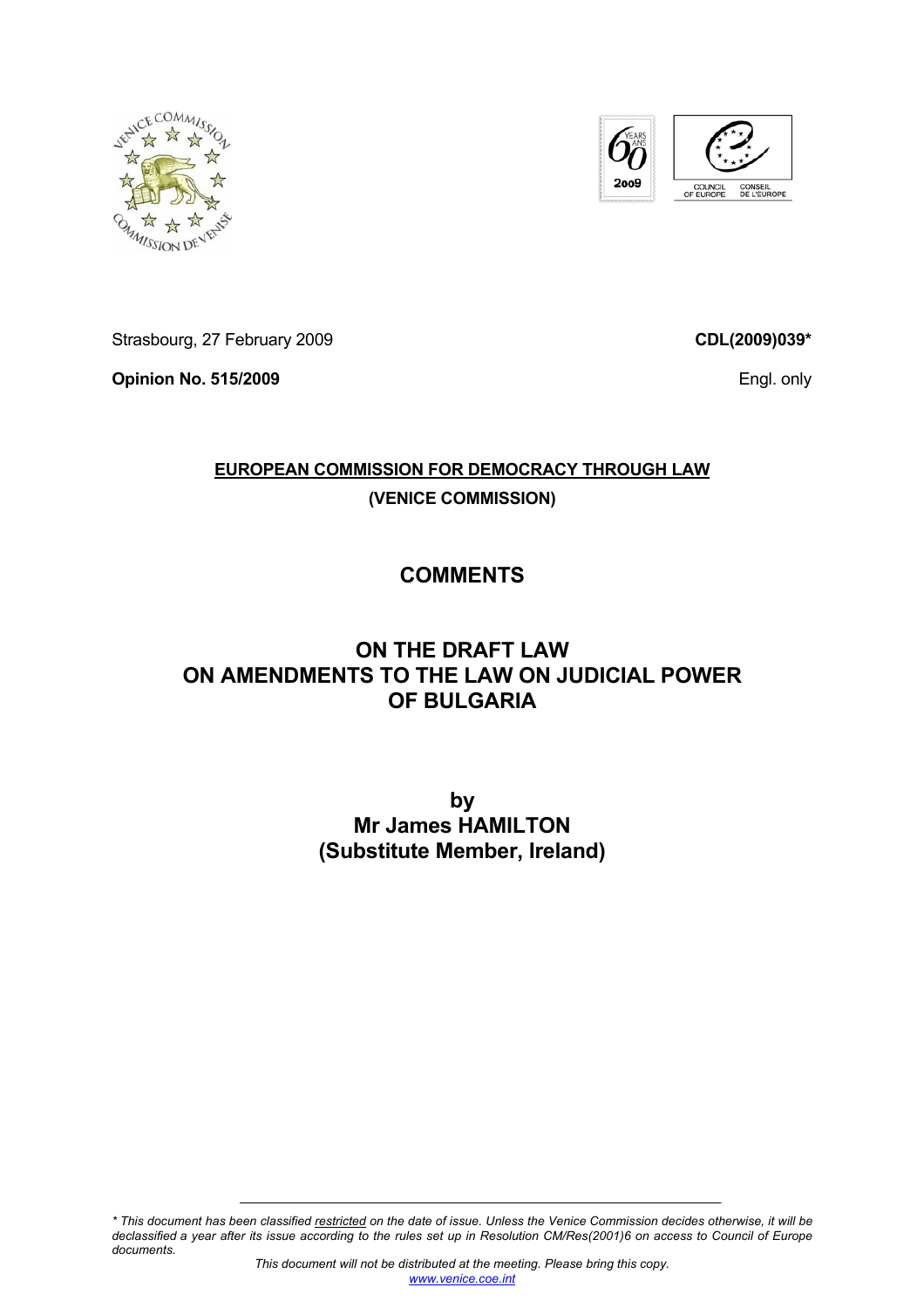Strasbourg, 27 February 2009

**CDL(2009)039***

**Opinion No. 515/2009**

Engl. only

**EUROPEAN COMMISSION FOR DEMOCRACY THROUGH LAW**

**(VENICE COMMISSION)**

# COMMENTS

# ON THE DRAFT LAW ON AMENDMENTS TO THE LAW ON JUDICIAL POWER OF BULGARIA

**by**
**Mr James HAMILTON**
**(Substitute Member, Ireland)**

---

*\* This document has been classified restricted on the date of issue. Unless the Venice Commission decides otherwise, it will be declassified a year after its issue according to the rules set up in Resolution CM/Res(2001)6 on access to Council of Europe documents.*

*This document will not be distributed at the meeting. Please bring this copy.*
*www.venice.coe.int*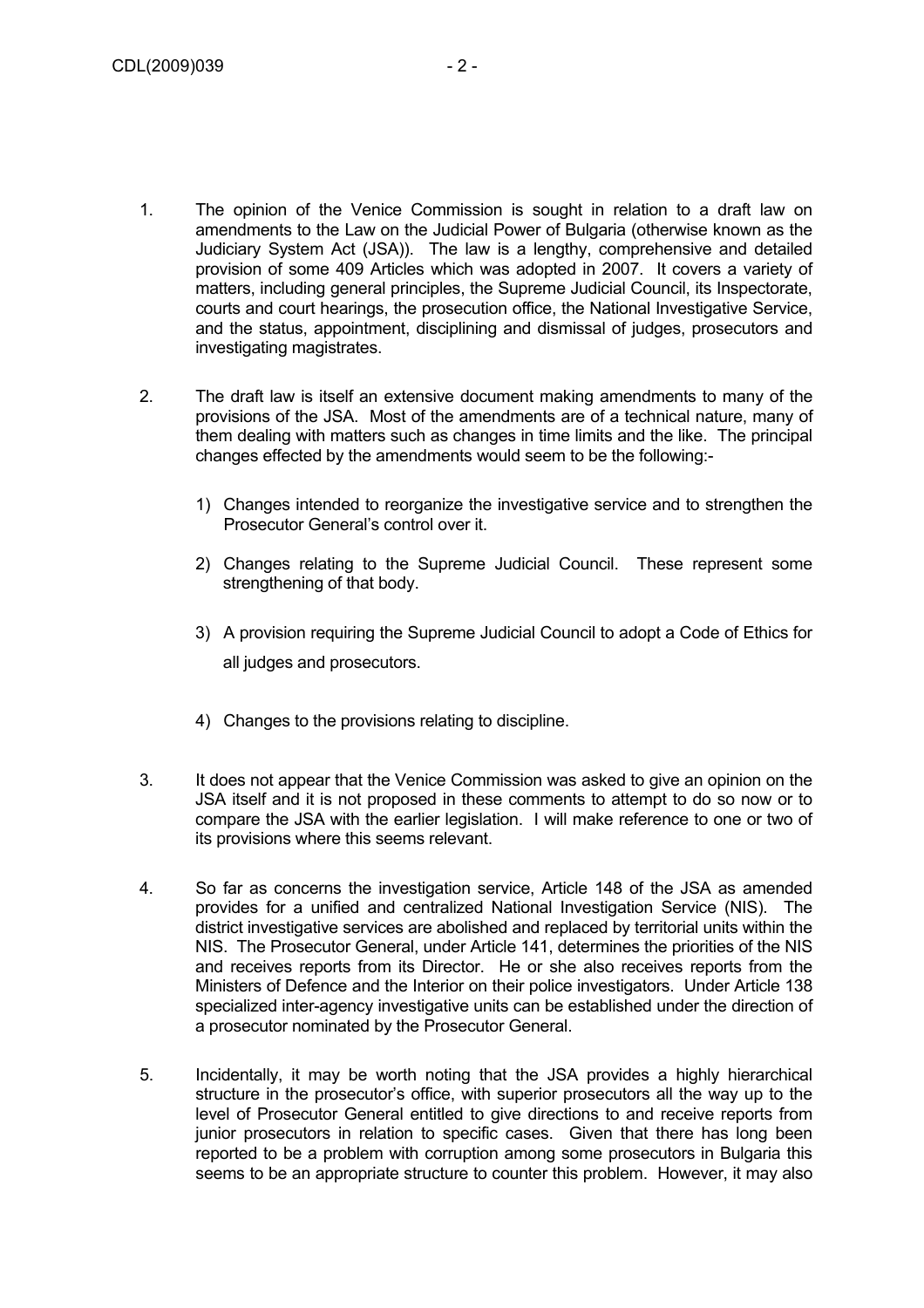1. The opinion of the Venice Commission is sought in relation to a draft law on amendments to the Law on the Judicial Power of Bulgaria (otherwise known as the Judiciary System Act (JSA)). The law is a lengthy, comprehensive and detailed provision of some 409 Articles which was adopted in 2007. It covers a variety of matters, including general principles, the Supreme Judicial Council, its Inspectorate, courts and court hearings, the prosecution office, the National Investigative Service, and the status, appointment, disciplining and dismissal of judges, prosecutors and investigating magistrates.

2. The draft law is itself an extensive document making amendments to many of the provisions of the JSA. Most of the amendments are of a technical nature, many of them dealing with matters such as changes in time limits and the like. The principal changes effected by the amendments would seem to be the following:-

   1) Changes intended to reorganize the investigative service and to strengthen the Prosecutor General's control over it.

   2) Changes relating to the Supreme Judicial Council. These represent some strengthening of that body.

   3) A provision requiring the Supreme Judicial Council to adopt a Code of Ethics for all judges and prosecutors.

   4) Changes to the provisions relating to discipline.

3. It does not appear that the Venice Commission was asked to give an opinion on the JSA itself and it is not proposed in these comments to attempt to do so now or to compare the JSA with the earlier legislation. I will make reference to one or two of its provisions where this seems relevant.

4. So far as concerns the investigation service, Article 148 of the JSA as amended provides for a unified and centralized National Investigation Service (NIS). The district investigative services are abolished and replaced by territorial units within the NIS. The Prosecutor General, under Article 141, determines the priorities of the NIS and receives reports from its Director. He or she also receives reports from the Ministers of Defence and the Interior on their police investigators. Under Article 138 specialized inter-agency investigative units can be established under the direction of a prosecutor nominated by the Prosecutor General.

5. Incidentally, it may be worth noting that the JSA provides a highly hierarchical structure in the prosecutor's office, with superior prosecutors all the way up to the level of Prosecutor General entitled to give directions to and receive reports from junior prosecutors in relation to specific cases. Given that there has long been reported to be a problem with corruption among some prosecutors in Bulgaria this seems to be an appropriate structure to counter this problem. However, it may also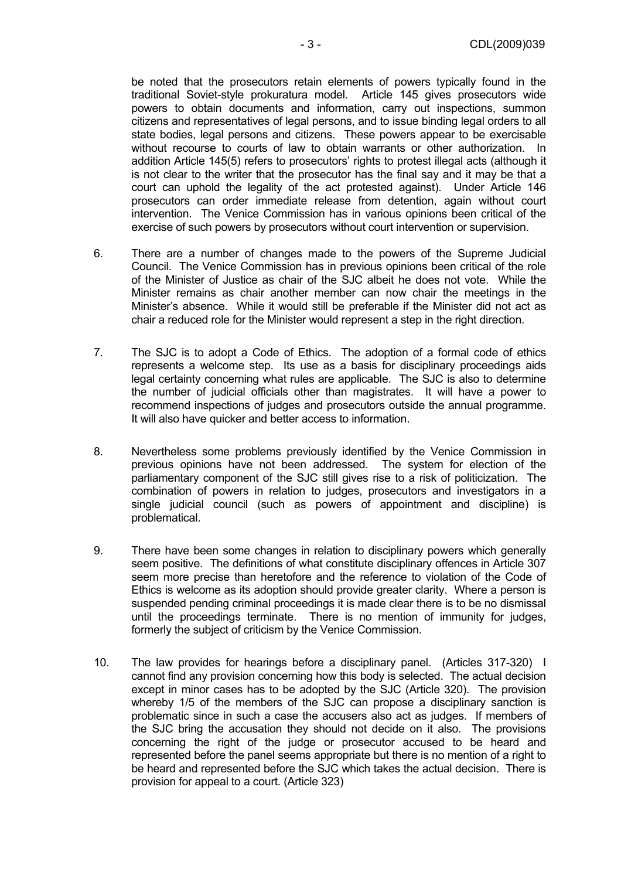be noted that the prosecutors retain elements of powers typically found in the traditional Soviet-style prokuratura model. Article 145 gives prosecutors wide powers to obtain documents and information, carry out inspections, summon citizens and representatives of legal persons, and to issue binding legal orders to all state bodies, legal persons and citizens. These powers appear to be exercisable without recourse to courts of law to obtain warrants or other authorization. In addition Article 145(5) refers to prosecutors' rights to protest illegal acts (although it is not clear to the writer that the prosecutor has the final say and it may be that a court can uphold the legality of the act protested against). Under Article 146 prosecutors can order immediate release from detention, again without court intervention. The Venice Commission has in various opinions been critical of the exercise of such powers by prosecutors without court intervention or supervision.

6. There are a number of changes made to the powers of the Supreme Judicial Council. The Venice Commission has in previous opinions been critical of the role of the Minister of Justice as chair of the SJC albeit he does not vote. While the Minister remains as chair another member can now chair the meetings in the Minister's absence. While it would still be preferable if the Minister did not act as chair a reduced role for the Minister would represent a step in the right direction.

7. The SJC is to adopt a Code of Ethics. The adoption of a formal code of ethics represents a welcome step. Its use as a basis for disciplinary proceedings aids legal certainty concerning what rules are applicable. The SJC is also to determine the number of judicial officials other than magistrates. It will have a power to recommend inspections of judges and prosecutors outside the annual programme. It will also have quicker and better access to information.

8. Nevertheless some problems previously identified by the Venice Commission in previous opinions have not been addressed. The system for election of the parliamentary component of the SJC still gives rise to a risk of politicization. The combination of powers in relation to judges, prosecutors and investigators in a single judicial council (such as powers of appointment and discipline) is problematical.

9. There have been some changes in relation to disciplinary powers which generally seem positive. The definitions of what constitute disciplinary offences in Article 307 seem more precise than heretofore and the reference to violation of the Code of Ethics is welcome as its adoption should provide greater clarity. Where a person is suspended pending criminal proceedings it is made clear there is to be no dismissal until the proceedings terminate. There is no mention of immunity for judges, formerly the subject of criticism by the Venice Commission.

10. The law provides for hearings before a disciplinary panel. (Articles 317-320) I cannot find any provision concerning how this body is selected. The actual decision except in minor cases has to be adopted by the SJC (Article 320). The provision whereby 1/5 of the members of the SJC can propose a disciplinary sanction is problematic since in such a case the accusers also act as judges. If members of the SJC bring the accusation they should not decide on it also. The provisions concerning the right of the judge or prosecutor accused to be heard and represented before the panel seems appropriate but there is no mention of a right to be heard and represented before the SJC which takes the actual decision. There is provision for appeal to a court. (Article 323)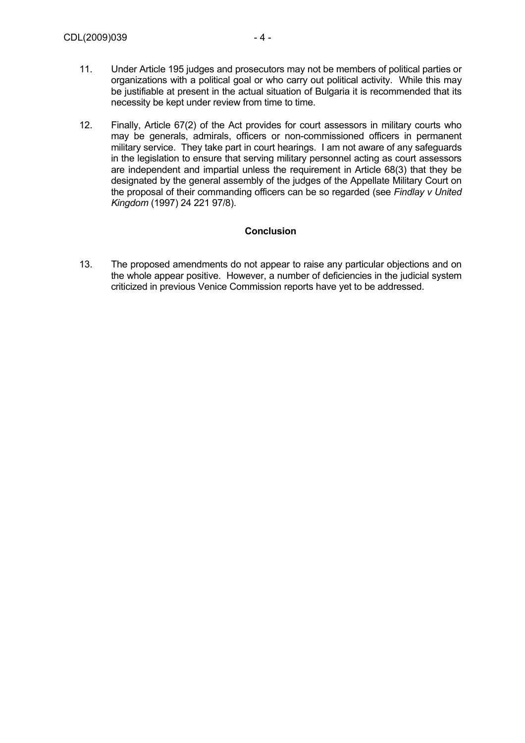11. Under Article 195 judges and prosecutors may not be members of political parties or organizations with a political goal or who carry out political activity. While this may be justifiable at present in the actual situation of Bulgaria it is recommended that its necessity be kept under review from time to time.

12. Finally, Article 67(2) of the Act provides for court assessors in military courts who may be generals, admirals, officers or non-commissioned officers in permanent military service. They take part in court hearings. I am not aware of any safeguards in the legislation to ensure that serving military personnel acting as court assessors are independent and impartial unless the requirement in Article 68(3) that they be designated by the general assembly of the judges of the Appellate Military Court on the proposal of their commanding officers can be so regarded (see *Findlay v United Kingdom* (1997) 24 221 97/8).

## Conclusion

13. The proposed amendments do not appear to raise any particular objections and on the whole appear positive. However, a number of deficiencies in the judicial system criticized in previous Venice Commission reports have yet to be addressed.